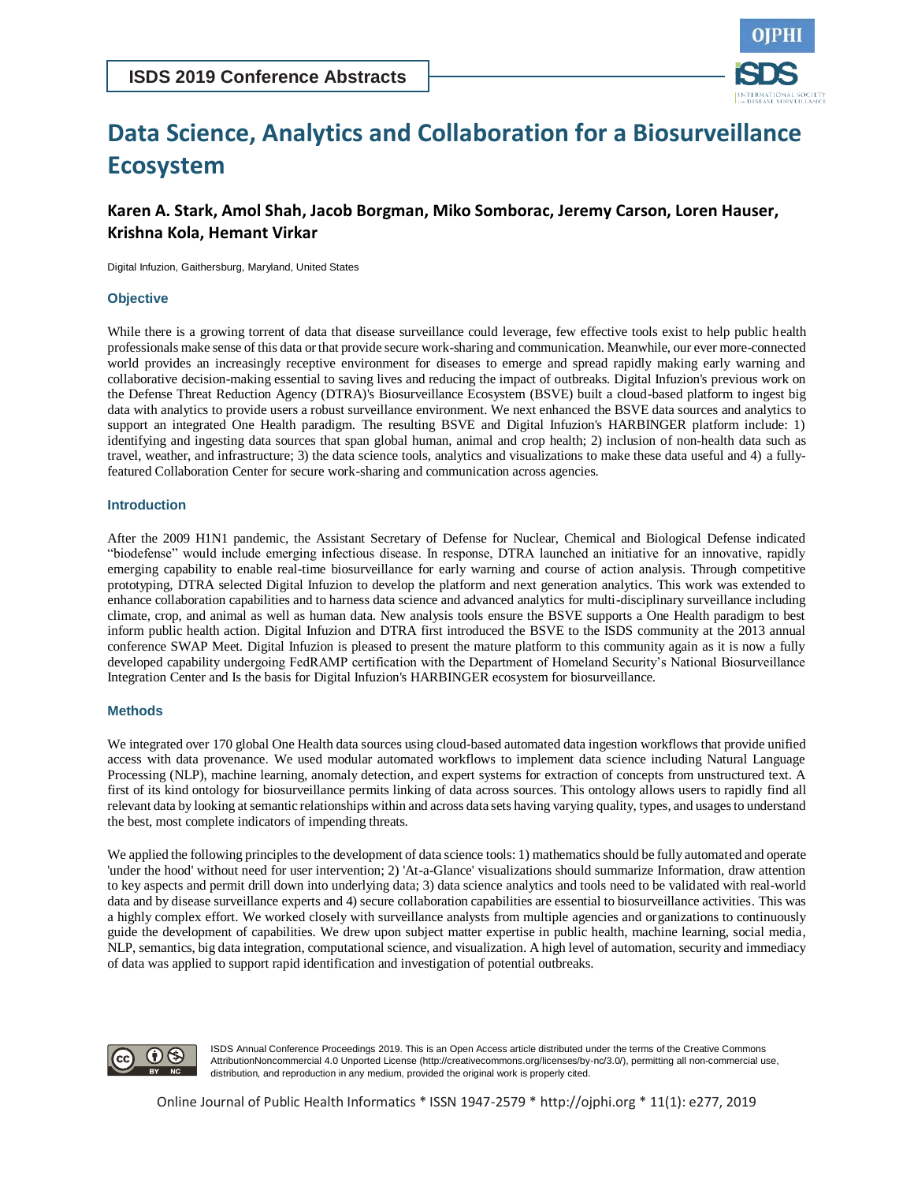# Data Science, Analytics and Collaboration for a Biosurveillance Ecosystem

**Karen A. Stark, Amol Shah, Jacob Borgman, Miko Somborac, Jeremy Carson, Loren Hauser, Krishna Kola, Hemant Virkar**

Digital Infuzion, Gaithersburg, Maryland, United States

### Objective

While there is a growing torrent of data that disease surveillance could leverage, few effective tools exist to help public health professionals make sense of this data or that provide secure work-sharing and communication. Meanwhile, our ever more-connected world provides an increasingly receptive environment for diseases to emerge and spread rapidly making early warning and collaborative decision-making essential to saving lives and reducing the impact of outbreaks. Digital Infuzion's previous work on the Defense Threat Reduction Agency (DTRA)'s Biosurveillance Ecosystem (BSVE) built a cloud-based platform to ingest big data with analytics to provide users a robust surveillance environment. We next enhanced the BSVE data sources and analytics to support an integrated One Health paradigm. The resulting BSVE and Digital Infuzion's HARBINGER platform include: 1) identifying and ingesting data sources that span global human, animal and crop health; 2) inclusion of non-health data such as travel, weather, and infrastructure; 3) the data science tools, analytics and visualizations to make these data useful and 4) a fully-featured Collaboration Center for secure work-sharing and communication across agencies.

### Introduction

After the 2009 H1N1 pandemic, the Assistant Secretary of Defense for Nuclear, Chemical and Biological Defense indicated "biodefense" would include emerging infectious disease. In response, DTRA launched an initiative for an innovative, rapidly emerging capability to enable real-time biosurveillance for early warning and course of action analysis. Through competitive prototyping, DTRA selected Digital Infuzion to develop the platform and next generation analytics. This work was extended to enhance collaboration capabilities and to harness data science and advanced analytics for multi-disciplinary surveillance including climate, crop, and animal as well as human data. New analysis tools ensure the BSVE supports a One Health paradigm to best inform public health action. Digital Infuzion and DTRA first introduced the BSVE to the ISDS community at the 2013 annual conference SWAP Meet. Digital Infuzion is pleased to present the mature platform to this community again as it is now a fully developed capability undergoing FedRAMP certification with the Department of Homeland Security's National Biosurveillance Integration Center and Is the basis for Digital Infuzion's HARBINGER ecosystem for biosurveillance.

### Methods

We integrated over 170 global One Health data sources using cloud-based automated data ingestion workflows that provide unified access with data provenance. We used modular automated workflows to implement data science including Natural Language Processing (NLP), machine learning, anomaly detection, and expert systems for extraction of concepts from unstructured text. A first of its kind ontology for biosurveillance permits linking of data across sources. This ontology allows users to rapidly find all relevant data by looking at semantic relationships within and across data sets having varying quality, types, and usages to understand the best, most complete indicators of impending threats.

We applied the following principles to the development of data science tools: 1) mathematics should be fully automated and operate 'under the hood' without need for user intervention; 2) 'At-a-Glance' visualizations should summarize Information, draw attention to key aspects and permit drill down into underlying data; 3) data science analytics and tools need to be validated with real-world data and by disease surveillance experts and 4) secure collaboration capabilities are essential to biosurveillance activities. This was a highly complex effort. We worked closely with surveillance analysts from multiple agencies and organizations to continuously guide the development of capabilities. We drew upon subject matter expertise in public health, machine learning, social media, NLP, semantics, big data integration, computational science, and visualization. A high level of automation, security and immediacy of data was applied to support rapid identification and investigation of potential outbreaks.

ISDS Annual Conference Proceedings 2019. This is an Open Access article distributed under the terms of the Creative Commons AttributionNoncommercial 4.0 Unported License (http://creativecommons.org/licenses/by-nc/3.0/), permitting all non-commercial use, distribution, and reproduction in any medium, provided the original work is properly cited.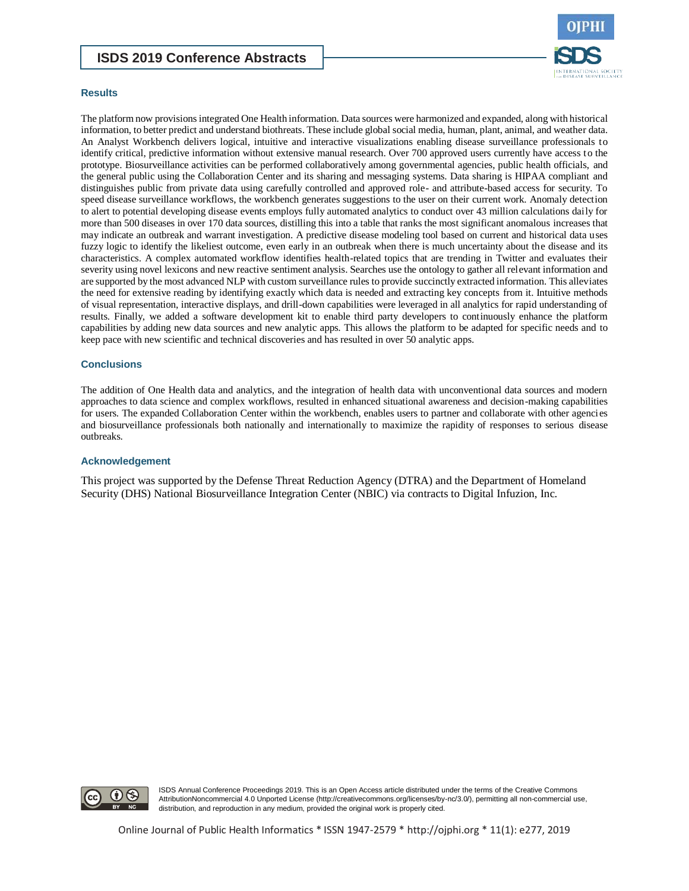## Results

The platform now provisions integrated One Health information. Data sources were harmonized and expanded, along with historical information, to better predict and understand biothreats. These include global social media, human, plant, animal, and weather data. An Analyst Workbench delivers logical, intuitive and interactive visualizations enabling disease surveillance professionals to identify critical, predictive information without extensive manual research. Over 700 approved users currently have access to the prototype. Biosurveillance activities can be performed collaboratively among governmental agencies, public health officials, and the general public using the Collaboration Center and its sharing and messaging systems. Data sharing is HIPAA compliant and distinguishes public from private data using carefully controlled and approved role- and attribute-based access for security. To speed disease surveillance workflows, the workbench generates suggestions to the user on their current work. Anomaly detection to alert to potential developing disease events employs fully automated analytics to conduct over 43 million calculations daily for more than 500 diseases in over 170 data sources, distilling this into a table that ranks the most significant anomalous increases that may indicate an outbreak and warrant investigation. A predictive disease modeling tool based on current and historical data uses fuzzy logic to identify the likeliest outcome, even early in an outbreak when there is much uncertainty about the disease and its characteristics. A complex automated workflow identifies health-related topics that are trending in Twitter and evaluates their severity using novel lexicons and new reactive sentiment analysis. Searches use the ontology to gather all relevant information and are supported by the most advanced NLP with custom surveillance rules to provide succinctly extracted information. This alleviates the need for extensive reading by identifying exactly which data is needed and extracting key concepts from it. Intuitive methods of visual representation, interactive displays, and drill-down capabilities were leveraged in all analytics for rapid understanding of results. Finally, we added a software development kit to enable third party developers to continuously enhance the platform capabilities by adding new data sources and new analytic apps. This allows the platform to be adapted for specific needs and to keep pace with new scientific and technical discoveries and has resulted in over 50 analytic apps.

## Conclusions

The addition of One Health data and analytics, and the integration of health data with unconventional data sources and modern approaches to data science and complex workflows, resulted in enhanced situational awareness and decision-making capabilities for users. The expanded Collaboration Center within the workbench, enables users to partner and collaborate with other agencies and biosurveillance professionals both nationally and internationally to maximize the rapidity of responses to serious disease outbreaks.

## Acknowledgement

This project was supported by the Defense Threat Reduction Agency (DTRA) and the Department of Homeland Security (DHS) National Biosurveillance Integration Center (NBIC) via contracts to Digital Infuzion, Inc.

ISDS Annual Conference Proceedings 2019. This is an Open Access article distributed under the terms of the Creative Commons AttributionNoncommercial 4.0 Unported License (http://creativecommons.org/licenses/by-nc/3.0/), permitting all non-commercial use, distribution, and reproduction in any medium, provided the original work is properly cited.